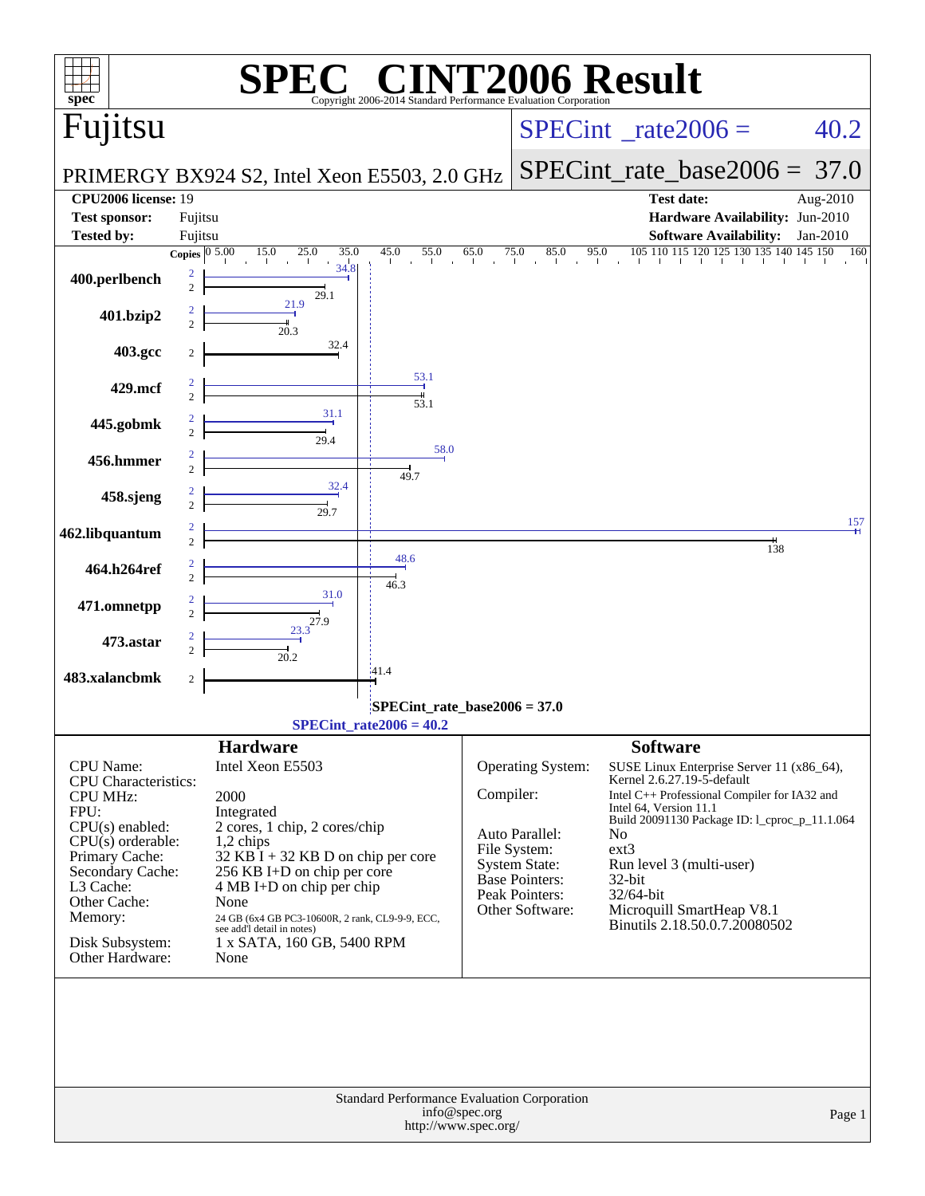# SPEC CINT2006 Result

Copyright 2006-2014 Standard Performance Evaluation Corporation

## Fujitsu

PRIMERGY BX924 S2, Intel Xeon E5503, 2.0 GHz

SPECint_rate2006 = 40.2

SPECint_rate_base2006 = 37.0

| | | | |
|---|---|---|---|
| **CPU2006 license:** | 19 | **Test date:** | Aug-2010 |
| **Test sponsor:** | Fujitsu | **Hardware Availability:** | Jun-2010 |
| **Tested by:** | Fujitsu | **Software Availability:** | Jan-2010 |

| Benchmark | Copies | Peak | Base |
|---|---|---|---|
| 400.perlbench | 2 | 34.8 | 29.1 |
| 401.bzip2 | 2 | 21.9 | 20.3 |
| 403.gcc | 2 | | 32.4 |
| 429.mcf | 2 | 53.1 | 53.1 |
| 445.gobmk | 2 | 31.1 | 29.4 |
| 456.hmmer | 2 | 58.0 | 49.7 |
| 458.sjeng | 2 | 32.4 | 29.7 |
| 462.libquantum | 2 | 157 | 138 |
| 464.h264ref | 2 | 48.6 | 46.3 |
| 471.omnetpp | 2 | 31.0 | 27.9 |
| 473.astar | 2 | 23.3 | 20.2 |
| 483.xalancbmk | 2 | | 41.4 |

SPECint_rate_base2006 = 37.0

SPECint_rate2006 = 40.2

## Hardware

| | |
|---|---|
| CPU Name: | Intel Xeon E5503 |
| CPU Characteristics: | |
| CPU MHz: | 2000 |
| FPU: | Integrated |
| CPU(s) enabled: | 2 cores, 1 chip, 2 cores/chip |
| CPU(s) orderable: | 1,2 chips |
| Primary Cache: | 32 KB I + 32 KB D on chip per core |
| Secondary Cache: | 256 KB I+D on chip per core |
| L3 Cache: | 4 MB I+D on chip per chip |
| Other Cache: | None |
| Memory: | 24 GB (6x4 GB PC3-10600R, 2 rank, CL9-9-9, ECC, see add'l detail in notes) |
| Disk Subsystem: | 1 x SATA, 160 GB, 5400 RPM |
| Other Hardware: | None |

## Software

| | |
|---|---|
| Operating System: | SUSE Linux Enterprise Server 11 (x86_64), Kernel 2.6.27.19-5-default |
| Compiler: | Intel C++ Professional Compiler for IA32 and Intel 64, Version 11.1 Build 20091130 Package ID: l_cproc_p_11.1.064 |
| Auto Parallel: | No |
| File System: | ext3 |
| System State: | Run level 3 (multi-user) |
| Base Pointers: | 32-bit |
| Peak Pointers: | 32/64-bit |
| Other Software: | Microquill SmartHeap V8.1 Binutils 2.18.50.0.7.20080502 |

Standard Performance Evaluation Corporation
info@spec.org
http://www.spec.org/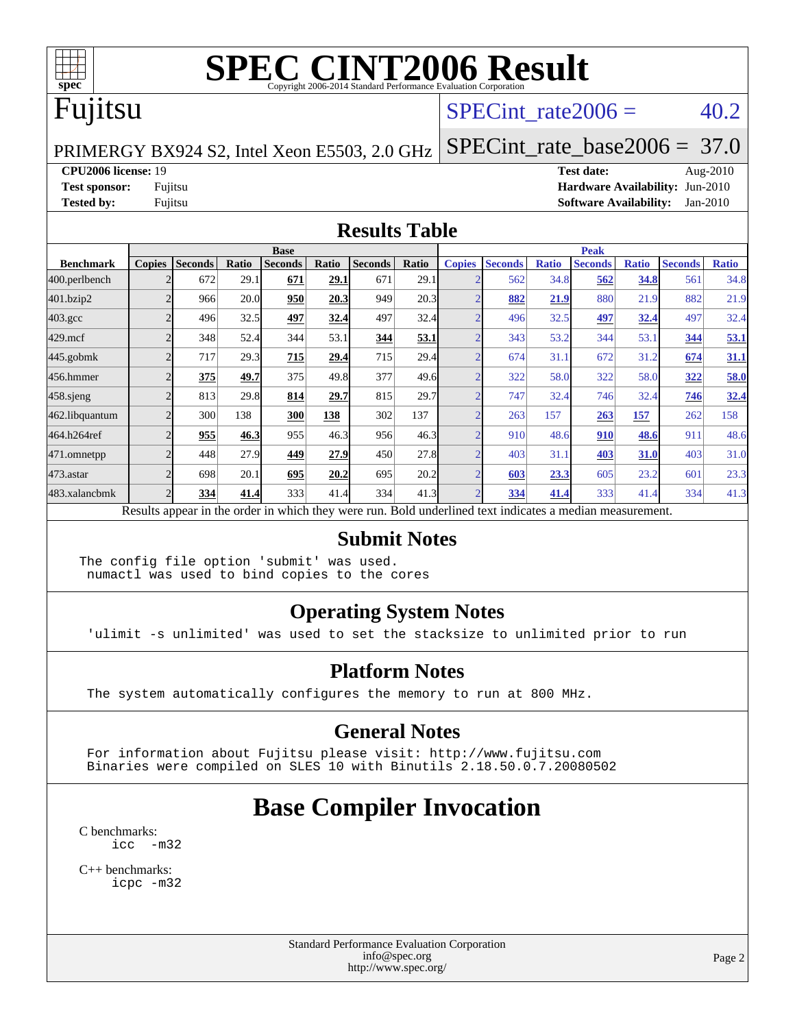# SPEC CINT2006 Result

Copyright 2006-2014 Standard Performance Evaluation Corporation

## Fujitsu

PRIMERGY BX924 S2, Intel Xeon E5503, 2.0 GHz

SPECint_rate2006 = 40.2

SPECint_rate_base2006 = 37.0

**CPU2006 license:** 19
**Test sponsor:** Fujitsu
**Tested by:** Fujitsu

**Test date:** Aug-2010
**Hardware Availability:** Jun-2010
**Software Availability:** Jan-2010

## Results Table

| | Base | | | | | | | Peak | | | | | | |
|---|---|---|---|---|---|---|---|---|---|---|---|---|---|---|
| **Benchmark** | **Copies** | **Seconds** | **Ratio** | **Seconds** | **Ratio** | **Seconds** | **Ratio** | **Copies** | **Seconds** | **Ratio** | **Seconds** | **Ratio** | **Seconds** | **Ratio** |
| 400.perlbench | 2 | 672 | 29.1 | **671** | **29.1** | 671 | 29.1 | 2 | 562 | 34.8 | **562** | **34.8** | 561 | 34.8 |
| 401.bzip2 | 2 | 966 | 20.0 | **950** | **20.3** | 949 | 20.3 | 2 | **882** | **21.9** | 880 | 21.9 | 882 | 21.9 |
| 403.gcc | 2 | 496 | 32.5 | **497** | **32.4** | 497 | 32.4 | 2 | 496 | 32.5 | **497** | **32.4** | 497 | 32.4 |
| 429.mcf | 2 | 348 | 52.4 | 344 | 53.1 | **344** | **53.1** | 2 | 343 | 53.2 | 344 | 53.1 | **344** | **53.1** |
| 445.gobmk | 2 | 717 | 29.3 | **715** | **29.4** | 715 | 29.4 | 2 | 674 | 31.1 | 672 | 31.2 | **674** | **31.1** |
| 456.hmmer | 2 | **375** | **49.7** | 375 | 49.8 | 377 | 49.6 | 2 | 322 | 58.0 | 322 | 58.0 | **322** | **58.0** |
| 458.sjeng | 2 | 813 | 29.8 | **814** | **29.7** | 815 | 29.7 | 2 | 747 | 32.4 | 746 | 32.4 | **746** | **32.4** |
| 462.libquantum | 2 | 300 | 138 | **300** | **138** | 302 | 137 | 2 | 263 | 157 | **263** | **157** | 262 | 158 |
| 464.h264ref | 2 | **955** | **46.3** | 955 | 46.3 | 956 | 46.3 | 2 | 910 | 48.6 | **910** | **48.6** | 911 | 48.6 |
| 471.omnetpp | 2 | 448 | 27.9 | **449** | **27.9** | 450 | 27.8 | 2 | 403 | 31.1 | **403** | **31.0** | 403 | 31.0 |
| 473.astar | 2 | 698 | 20.1 | **695** | **20.2** | 695 | 20.2 | 2 | **603** | **23.3** | 605 | 23.2 | 601 | 23.3 |
| 483.xalancbmk | 2 | **334** | **41.4** | 333 | 41.4 | 334 | 41.3 | 2 | **334** | **41.4** | 333 | 41.4 | 334 | 41.3 |

Results appear in the order in which they were run. Bold underlined text indicates a median measurement.

## Submit Notes

```
The config file option 'submit' was used.
 numactl was used to bind copies to the cores
```

## Operating System Notes

```
'ulimit -s unlimited' was used to set the stacksize to unlimited prior to run
```

## Platform Notes

```
The system automatically configures the memory to run at 800 MHz.
```

## General Notes

```
For information about Fujitsu please visit: http://www.fujitsu.com
Binaries were compiled on SLES 10 with Binutils 2.18.50.0.7.20080502
```

# Base Compiler Invocation

C benchmarks:
```
icc  -m32
```

C++ benchmarks:
```
icpc -m32
```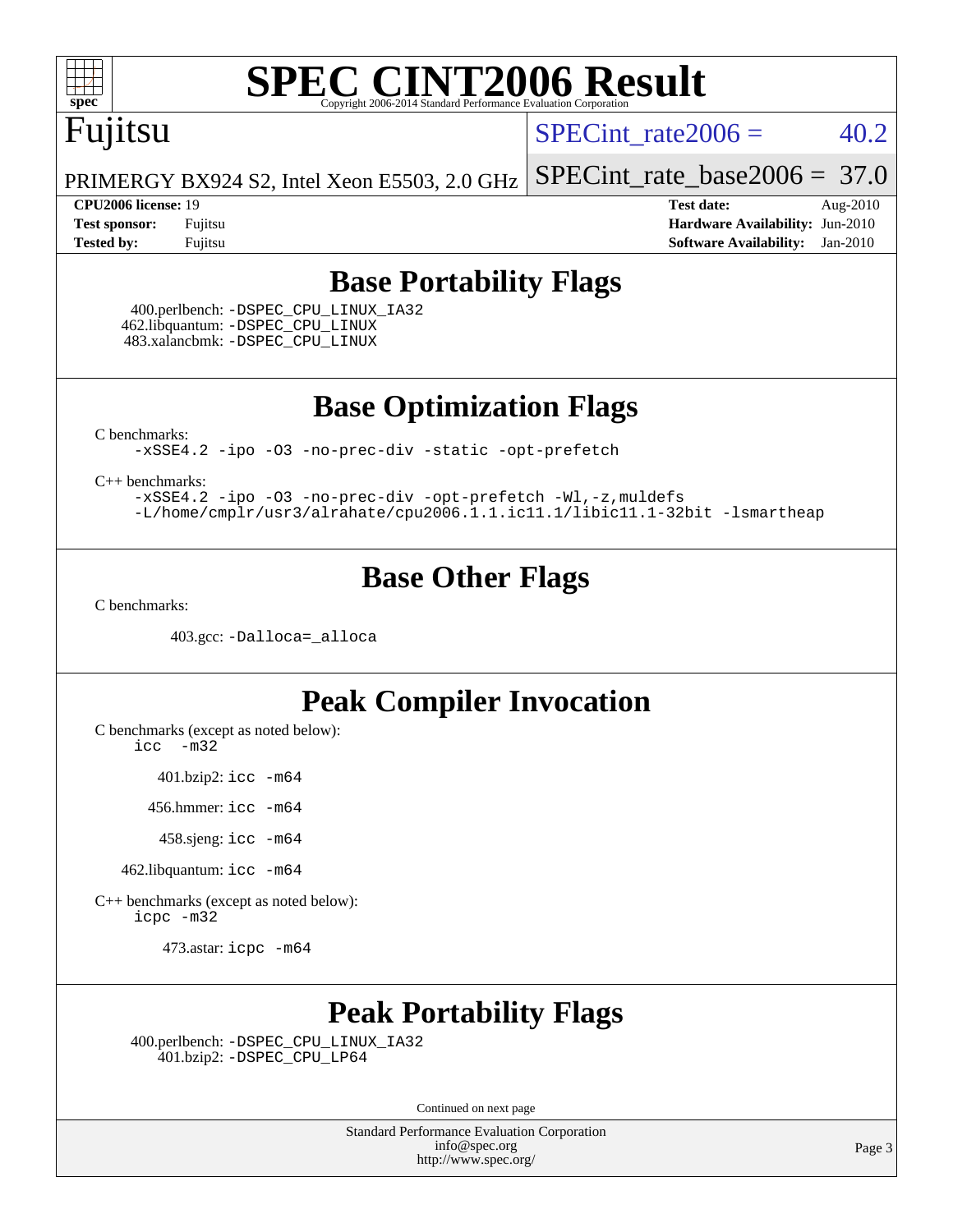# SPEC CINT2006 Result

Copyright 2006-2014 Standard Performance Evaluation Corporation

Fujitsu

PRIMERGY BX924 S2, Intel Xeon E5503, 2.0 GHz

SPECint_rate2006 = 40.2

SPECint_rate_base2006 = 37.0

**CPU2006 license:** 19
**Test sponsor:** Fujitsu
**Tested by:** Fujitsu

**Test date:** Aug-2010
**Hardware Availability:** Jun-2010
**Software Availability:** Jan-2010

## Base Portability Flags

400.perlbench: -DSPEC_CPU_LINUX_IA32
462.libquantum: -DSPEC_CPU_LINUX
483.xalancbmk: -DSPEC_CPU_LINUX

## Base Optimization Flags

C benchmarks:
-xSSE4.2 -ipo -O3 -no-prec-div -static -opt-prefetch

C++ benchmarks:
-xSSE4.2 -ipo -O3 -no-prec-div -opt-prefetch -Wl,-z,muldefs
-L/home/cmplr/usr3/alrahate/cpu2006.1.1.ic11.1/libic11.1-32bit -lsmartheap

## Base Other Flags

C benchmarks:

403.gcc: -Dalloca=_alloca

## Peak Compiler Invocation

C benchmarks (except as noted below):
icc -m32

401.bzip2: icc -m64

456.hmmer: icc -m64

458.sjeng: icc -m64

462.libquantum: icc -m64

C++ benchmarks (except as noted below):
icpc -m32

473.astar: icpc -m64

## Peak Portability Flags

400.perlbench: -DSPEC_CPU_LINUX_IA32
401.bzip2: -DSPEC_CPU_LP64

Continued on next page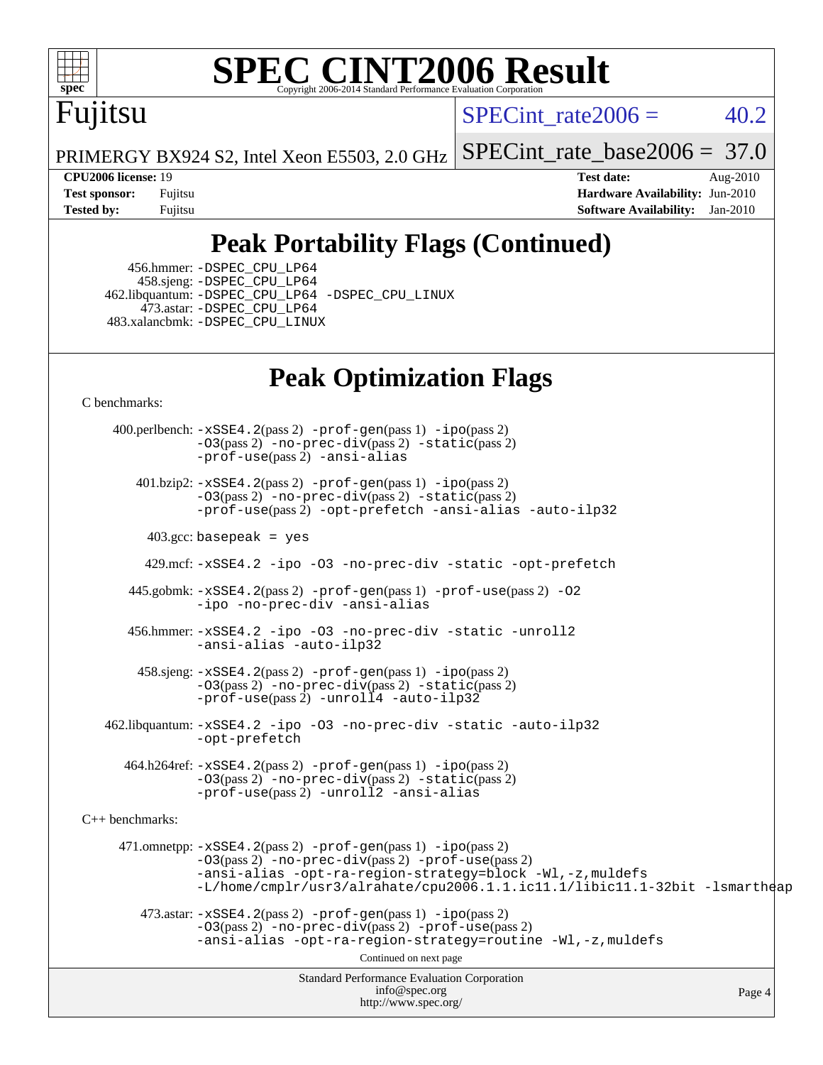# SPEC CINT2006 Result

Copyright 2006-2014 Standard Performance Evaluation Corporation

**Fujitsu**

PRIMERGY BX924 S2, Intel Xeon E5503, 2.0 GHz

SPECint_rate2006 = 40.2

SPECint_rate_base2006 = 37.0

| | | | |
|---|---|---|---|
| **CPU2006 license:** 19 | | **Test date:** | Aug-2010 |
| **Test sponsor:** | Fujitsu | **Hardware Availability:** | Jun-2010 |
| **Tested by:** | Fujitsu | **Software Availability:** | Jan-2010 |

## Peak Portability Flags (Continued)

456.hmmer: -DSPEC_CPU_LP64
458.sjeng: -DSPEC_CPU_LP64
462.libquantum: -DSPEC_CPU_LP64 -DSPEC_CPU_LINUX
473.astar: -DSPEC_CPU_LP64
483.xalancbmk: -DSPEC_CPU_LINUX

## Peak Optimization Flags

C benchmarks:

400.perlbench: -xSSE4.2(pass 2) -prof-gen(pass 1) -ipo(pass 2) -O3(pass 2) -no-prec-div(pass 2) -static(pass 2) -prof-use(pass 2) -ansi-alias

401.bzip2: -xSSE4.2(pass 2) -prof-gen(pass 1) -ipo(pass 2) -O3(pass 2) -no-prec-div(pass 2) -static(pass 2) -prof-use(pass 2) -opt-prefetch -ansi-alias -auto-ilp32

403.gcc: basepeak = yes

429.mcf: -xSSE4.2 -ipo -O3 -no-prec-div -static -opt-prefetch

445.gobmk: -xSSE4.2(pass 2) -prof-gen(pass 1) -prof-use(pass 2) -O2 -ipo -no-prec-div -ansi-alias

456.hmmer: -xSSE4.2 -ipo -O3 -no-prec-div -static -unroll2 -ansi-alias -auto-ilp32

458.sjeng: -xSSE4.2(pass 2) -prof-gen(pass 1) -ipo(pass 2) -O3(pass 2) -no-prec-div(pass 2) -static(pass 2) -prof-use(pass 2) -unroll4 -auto-ilp32

462.libquantum: -xSSE4.2 -ipo -O3 -no-prec-div -static -auto-ilp32 -opt-prefetch

464.h264ref: -xSSE4.2(pass 2) -prof-gen(pass 1) -ipo(pass 2) -O3(pass 2) -no-prec-div(pass 2) -static(pass 2) -prof-use(pass 2) -unroll2 -ansi-alias

C++ benchmarks:

471.omnetpp: -xSSE4.2(pass 2) -prof-gen(pass 1) -ipo(pass 2) -O3(pass 2) -no-prec-div(pass 2) -prof-use(pass 2) -ansi-alias -opt-ra-region-strategy=block -Wl,-z,muldefs -L/home/cmplr/usr3/alrahate/cpu2006.1.1.ic11.1/libic11.1-32bit -lsmartheap

473.astar: -xSSE4.2(pass 2) -prof-gen(pass 1) -ipo(pass 2) -O3(pass 2) -no-prec-div(pass 2) -prof-use(pass 2) -ansi-alias -opt-ra-region-strategy=routine -Wl,-z,muldefs

Continued on next page

Standard Performance Evaluation Corporation
info@spec.org
http://www.spec.org/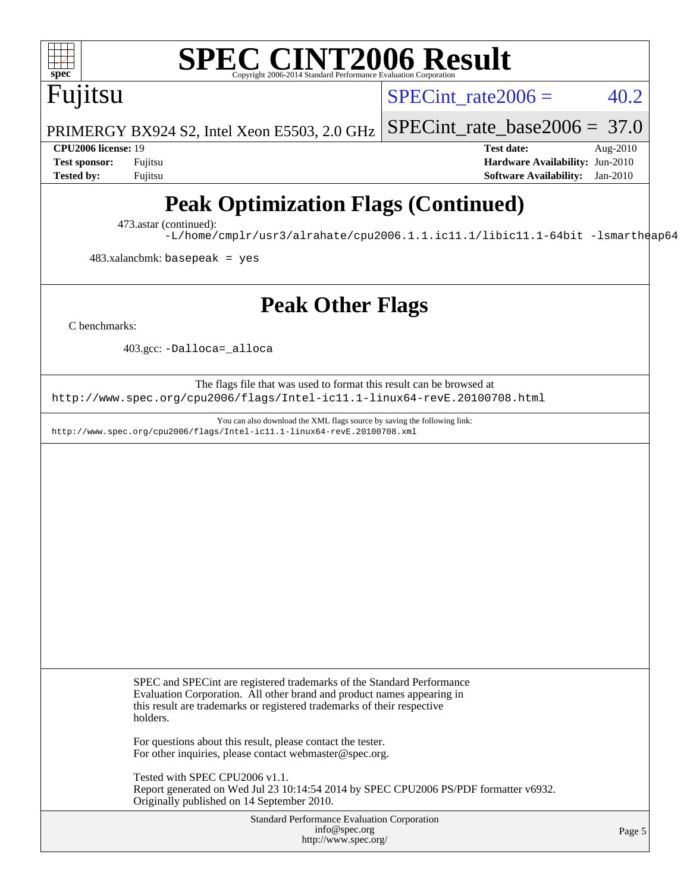## Peak Optimization Flags (Continued)

473.astar (continued):
-L/home/cmplr/usr3/alrahate/cpu2006.1.1.ic11.1/libic11.1-64bit -lsmartheap64

483.xalancbmk: basepeak = yes

## Peak Other Flags

C benchmarks:

403.gcc: -Dalloca=_alloca

The flags file that was used to format this result can be browsed at
http://www.spec.org/cpu2006/flags/Intel-ic11.1-linux64-revE.20100708.html

You can also download the XML flags source by saving the following link:
http://www.spec.org/cpu2006/flags/Intel-ic11.1-linux64-revE.20100708.xml

SPEC and SPECint are registered trademarks of the Standard Performance Evaluation Corporation. All other brand and product names appearing in this result are trademarks or registered trademarks of their respective holders.

For questions about this result, please contact the tester.
For other inquiries, please contact webmaster@spec.org.

Tested with SPEC CPU2006 v1.1.
Report generated on Wed Jul 23 10:14:54 2014 by SPEC CPU2006 PS/PDF formatter v6932.
Originally published on 14 September 2010.